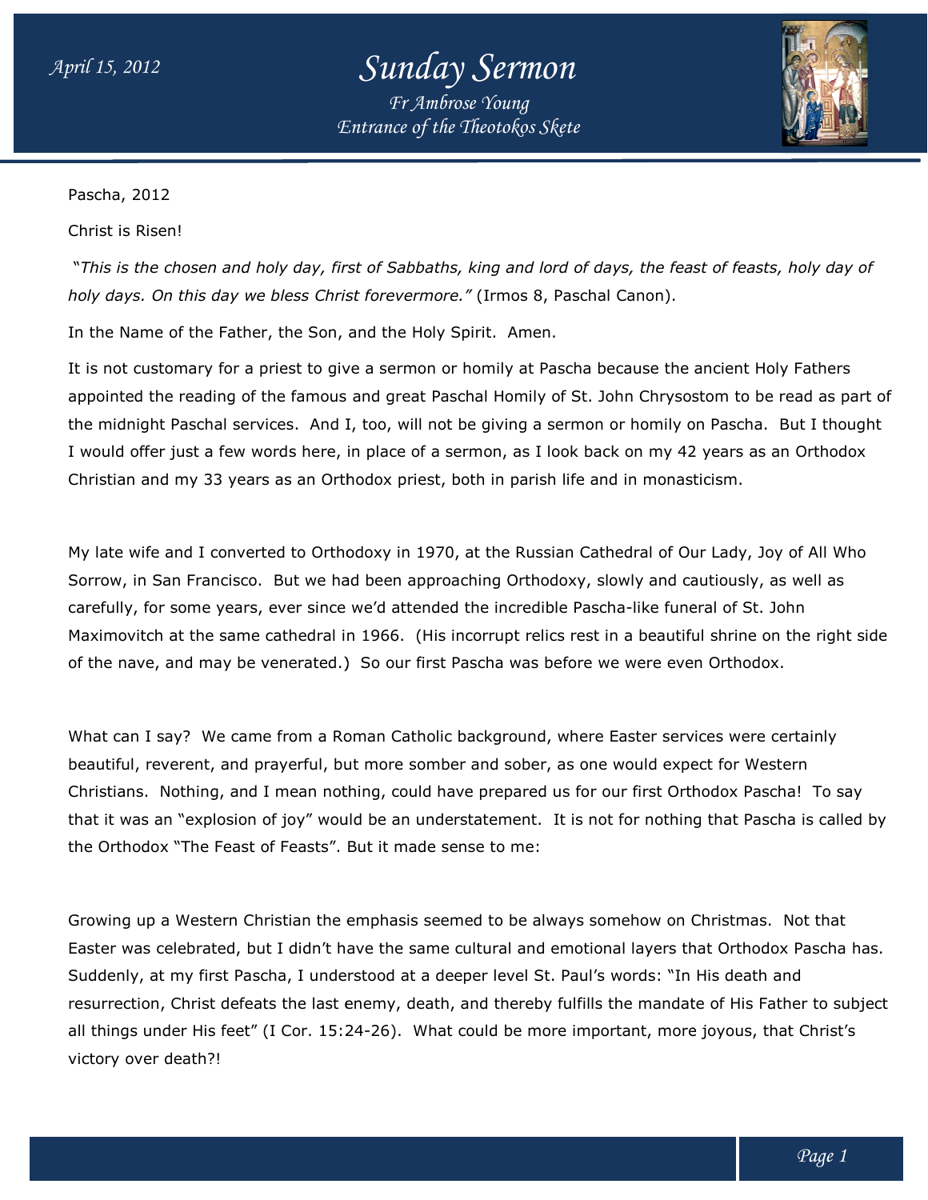Pascha, 2012

Christ is Risen!

*"This is the chosen and holy day, first of Sabbaths, king and lord of days, the feast of feasts, holy day of holy days. On this day we bless Christ forevermore."* (Irmos 8, Paschal Canon).

In the Name of the Father, the Son, and the Holy Spirit. Amen.

It is not customary for a priest to give a sermon or homily at Pascha because the ancient Holy Fathers appointed the reading of the famous and great Paschal Homily of St. John Chrysostom to be read as part of the midnight Paschal services. And I, too, will not be giving a sermon or homily on Pascha. But I thought I would offer just a few words here, in place of a sermon, as I look back on my 42 years as an Orthodox Christian and my 33 years as an Orthodox priest, both in parish life and in monasticism.

My late wife and I converted to Orthodoxy in 1970, at the Russian Cathedral of Our Lady, Joy of All Who Sorrow, in San Francisco. But we had been approaching Orthodoxy, slowly and cautiously, as well as carefully, for some years, ever since we'd attended the incredible Pascha-like funeral of St. John Maximovitch at the same cathedral in 1966. (His incorrupt relics rest in a beautiful shrine on the right side of the nave, and may be venerated.) So our first Pascha was before we were even Orthodox.

What can I say? We came from a Roman Catholic background, where Easter services were certainly beautiful, reverent, and prayerful, but more somber and sober, as one would expect for Western Christians. Nothing, and I mean nothing, could have prepared us for our first Orthodox Pascha! To say that it was an "explosion of joy" would be an understatement. It is not for nothing that Pascha is called by the Orthodox "The Feast of Feasts". But it made sense to me:

Growing up a Western Christian the emphasis seemed to be always somehow on Christmas. Not that Easter was celebrated, but I didn't have the same cultural and emotional layers that Orthodox Pascha has. Suddenly, at my first Pascha, I understood at a deeper level St. Paul's words: "In His death and resurrection, Christ defeats the last enemy, death, and thereby fulfills the mandate of His Father to subject all things under His feet" (I Cor. 15:24-26). What could be more important, more joyous, that Christ's victory over death?!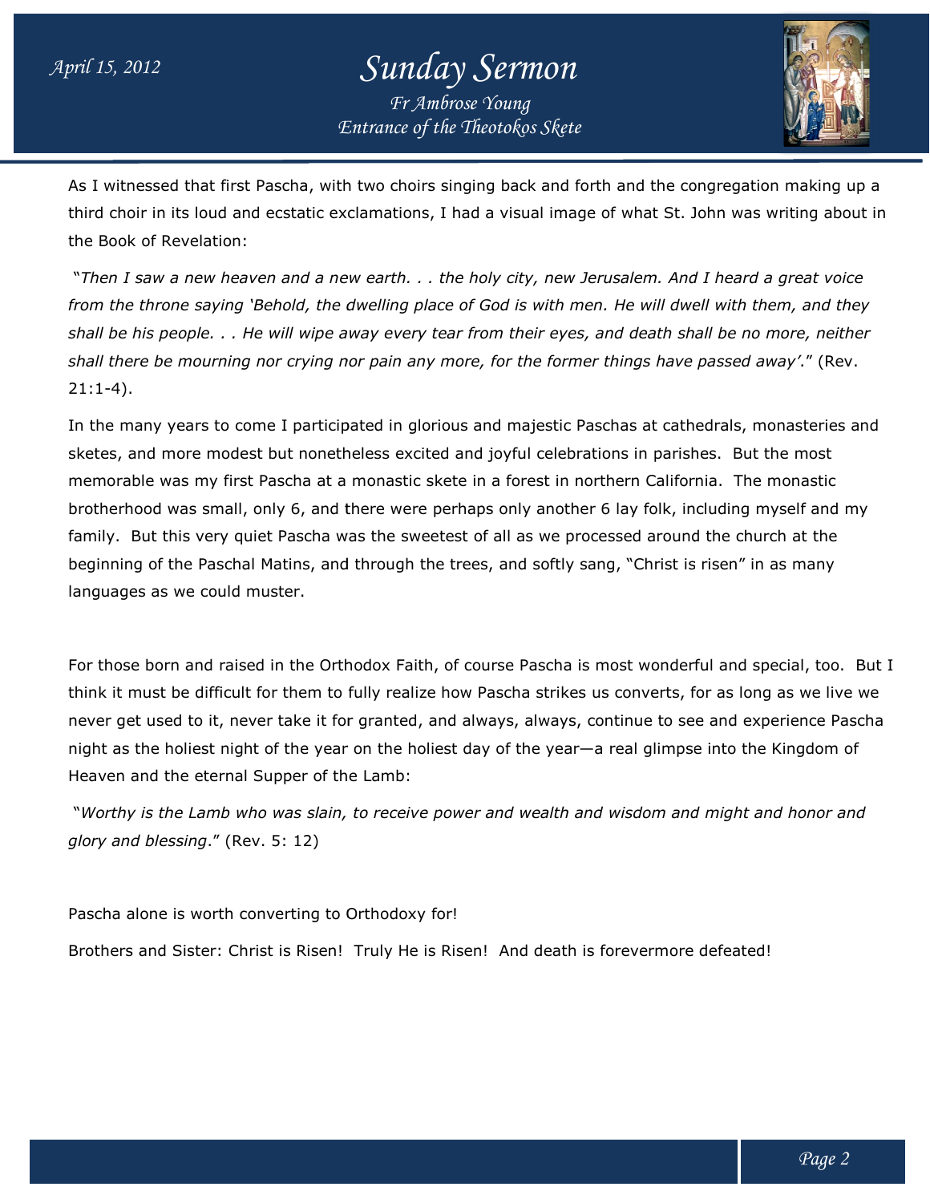As I witnessed that first Pascha, with two choirs singing back and forth and the congregation making up a third choir in its loud and ecstatic exclamations, I had a visual image of what St. John was writing about in the Book of Revelation:

"*Then I saw a new heaven and a new earth. . . the holy city, new Jerusalem. And I heard a great voice from the throne saying 'Behold, the dwelling place of God is with men. He will dwell with them, and they shall be his people. . . He will wipe away every tear from their eyes, and death shall be no more, neither shall there be mourning nor crying nor pain any more, for the former things have passed away'*." (Rev. 21:1-4).

In the many years to come I participated in glorious and majestic Paschas at cathedrals, monasteries and sketes, and more modest but nonetheless excited and joyful celebrations in parishes. But the most memorable was my first Pascha at a monastic skete in a forest in northern California. The monastic brotherhood was small, only 6, and there were perhaps only another 6 lay folk, including myself and my family. But this very quiet Pascha was the sweetest of all as we processed around the church at the beginning of the Paschal Matins, and through the trees, and softly sang, "Christ is risen" in as many languages as we could muster.

For those born and raised in the Orthodox Faith, of course Pascha is most wonderful and special, too. But I think it must be difficult for them to fully realize how Pascha strikes us converts, for as long as we live we never get used to it, never take it for granted, and always, always, continue to see and experience Pascha night as the holiest night of the year on the holiest day of the year—a real glimpse into the Kingdom of Heaven and the eternal Supper of the Lamb:

"*Worthy is the Lamb who was slain, to receive power and wealth and wisdom and might and honor and glory and blessing*." (Rev. 5: 12)

Pascha alone is worth converting to Orthodoxy for!

Brothers and Sister: Christ is Risen! Truly He is Risen! And death is forevermore defeated!